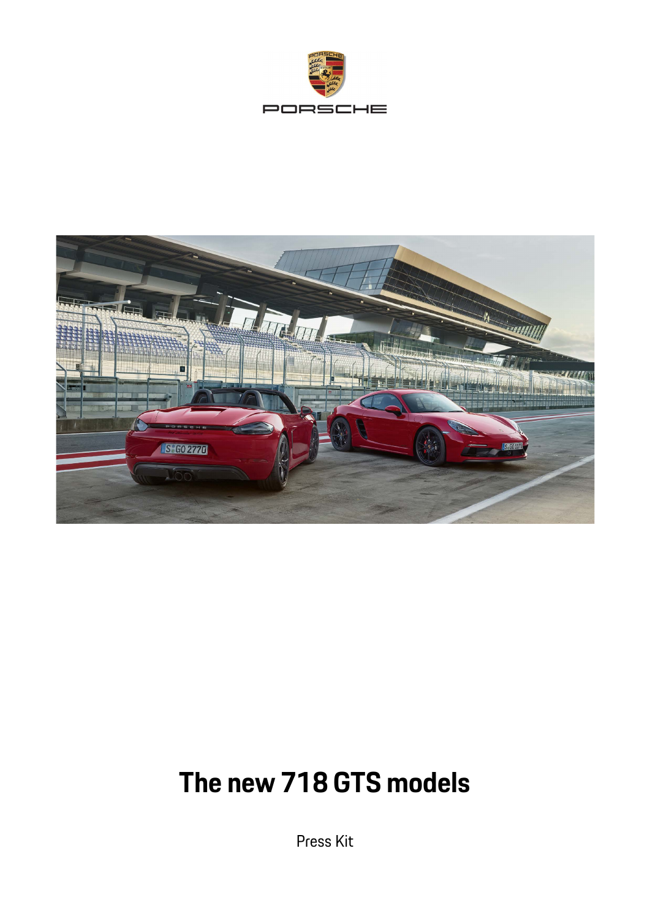# The new 718 GTS models

Press Kit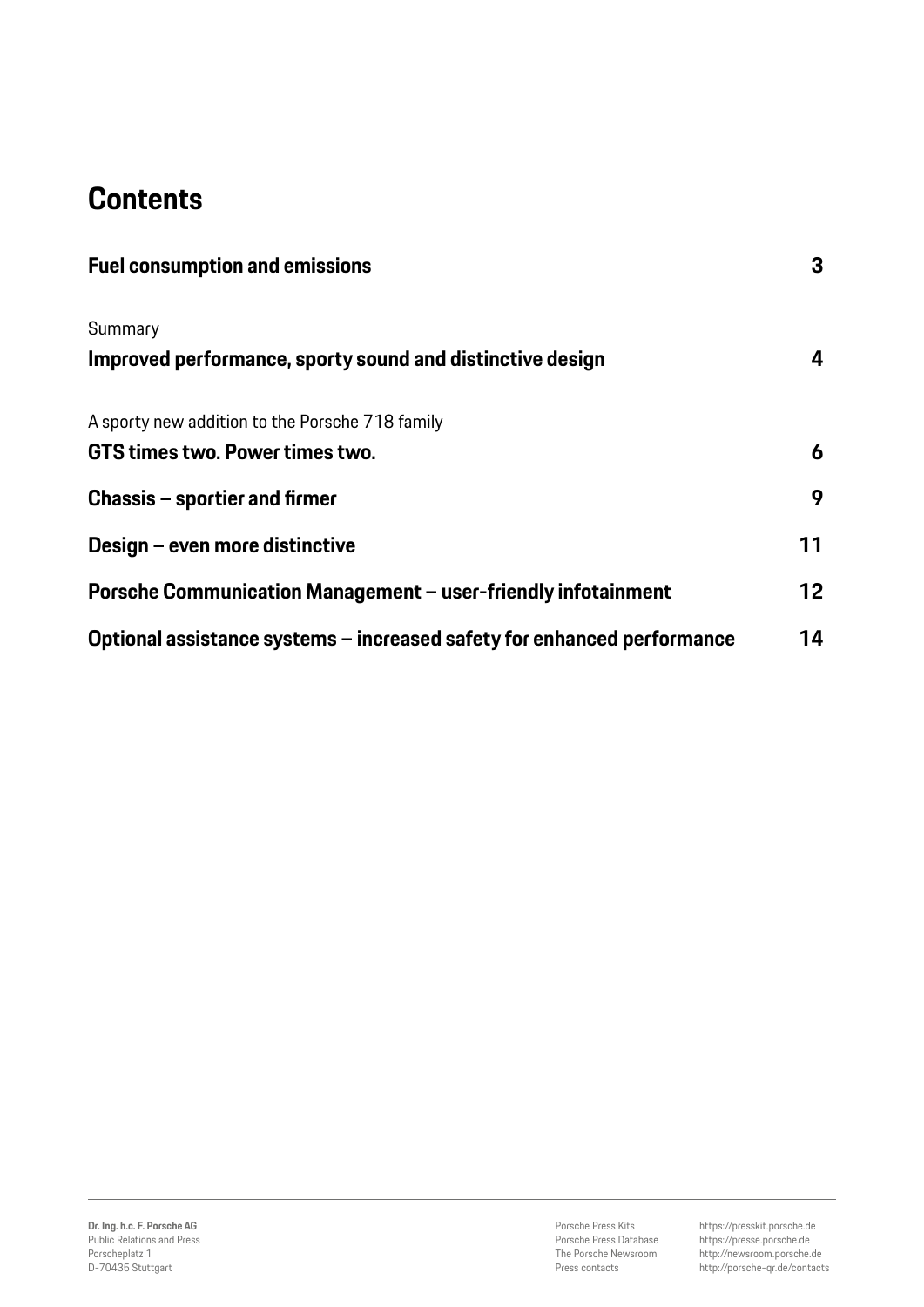# Contents

| | |
|---|---|
| **Fuel consumption and emissions** | **3** |
| Summary<br>**Improved performance, sporty sound and distinctive design** | **4** |
| A sporty new addition to the Porsche 718 family<br>**GTS times two. Power times two.** | **6** |
| **Chassis – sportier and firmer** | **9** |
| **Design – even more distinctive** | **11** |
| **Porsche Communication Management – user-friendly infotainment** | **12** |
| **Optional assistance systems – increased safety for enhanced performance** | **14** |

**Dr. Ing. h.c. F. Porsche AG**
Public Relations and Press
Porscheplatz 1
D-70435 Stuttgart

Porsche Press Kits https://presskit.porsche.de
Porsche Press Database https://presse.porsche.de
The Porsche Newsroom http://newsroom.porsche.de
Press contacts http://porsche-qr.de/contacts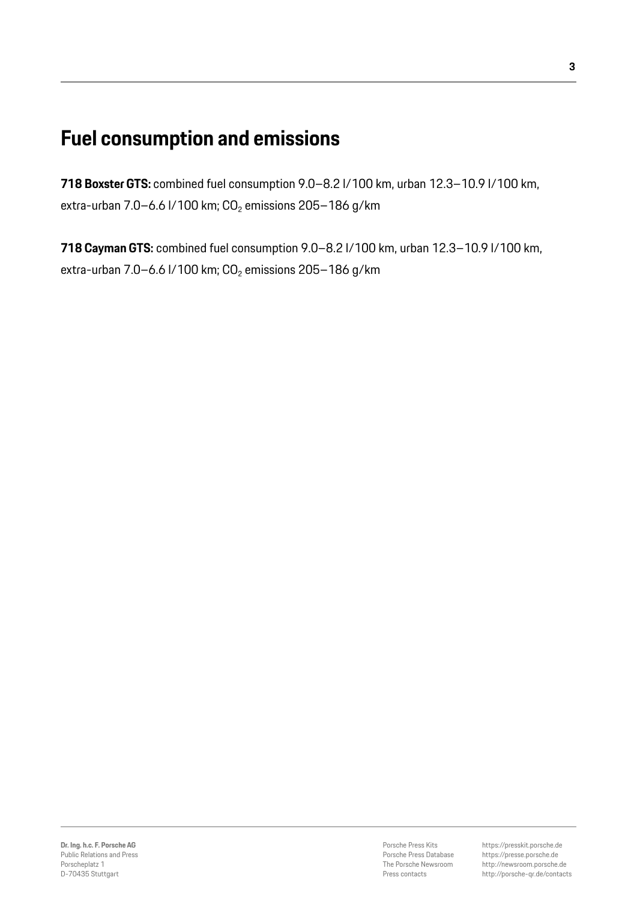# Fuel consumption and emissions

**718 Boxster GTS:** combined fuel consumption 9.0–8.2 l/100 km, urban 12.3–10.9 l/100 km, extra-urban 7.0–6.6 l/100 km; $CO_2$ emissions 205–186 g/km

**718 Cayman GTS:** combined fuel consumption 9.0–8.2 l/100 km, urban 12.3–10.9 l/100 km, extra-urban 7.0–6.6 l/100 km; $CO_2$ emissions 205–186 g/km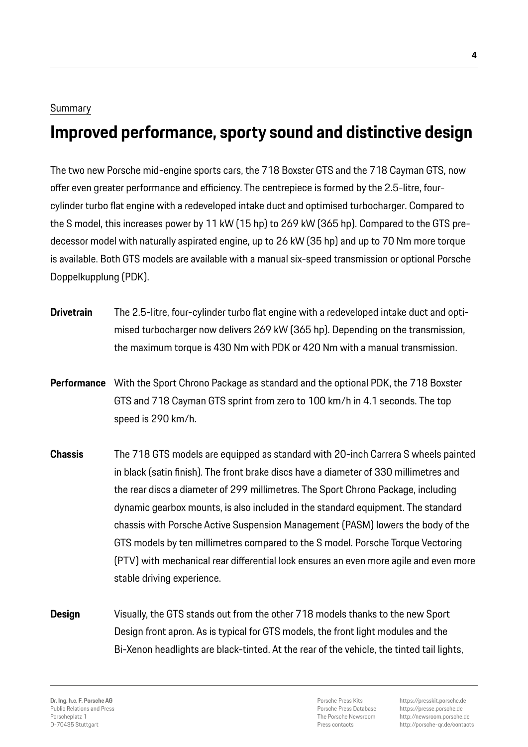Summary

# Improved performance, sporty sound and distinctive design

The two new Porsche mid-engine sports cars, the 718 Boxster GTS and the 718 Cayman GTS, now offer even greater performance and efficiency. The centrepiece is formed by the 2.5-litre, four-cylinder turbo flat engine with a redeveloped intake duct and optimised turbocharger. Compared to the S model, this increases power by 11 kW (15 hp) to 269 kW (365 hp). Compared to the GTS predecessor model with naturally aspirated engine, up to 26 kW (35 hp) and up to 70 Nm more torque is available. Both GTS models are available with a manual six-speed transmission or optional Porsche Doppelkupplung (PDK).

**Drivetrain** The 2.5-litre, four-cylinder turbo flat engine with a redeveloped intake duct and optimised turbocharger now delivers 269 kW (365 hp). Depending on the transmission, the maximum torque is 430 Nm with PDK or 420 Nm with a manual transmission.

**Performance** With the Sport Chrono Package as standard and the optional PDK, the 718 Boxster GTS and 718 Cayman GTS sprint from zero to 100 km/h in 4.1 seconds. The top speed is 290 km/h.

**Chassis** The 718 GTS models are equipped as standard with 20-inch Carrera S wheels painted in black (satin finish). The front brake discs have a diameter of 330 millimetres and the rear discs a diameter of 299 millimetres. The Sport Chrono Package, including dynamic gearbox mounts, is also included in the standard equipment. The standard chassis with Porsche Active Suspension Management (PASM) lowers the body of the GTS models by ten millimetres compared to the S model. Porsche Torque Vectoring (PTV) with mechanical rear differential lock ensures an even more agile and even more stable driving experience.

**Design** Visually, the GTS stands out from the other 718 models thanks to the new Sport Design front apron. As is typical for GTS models, the front light modules and the Bi-Xenon headlights are black-tinted. At the rear of the vehicle, the tinted tail lights,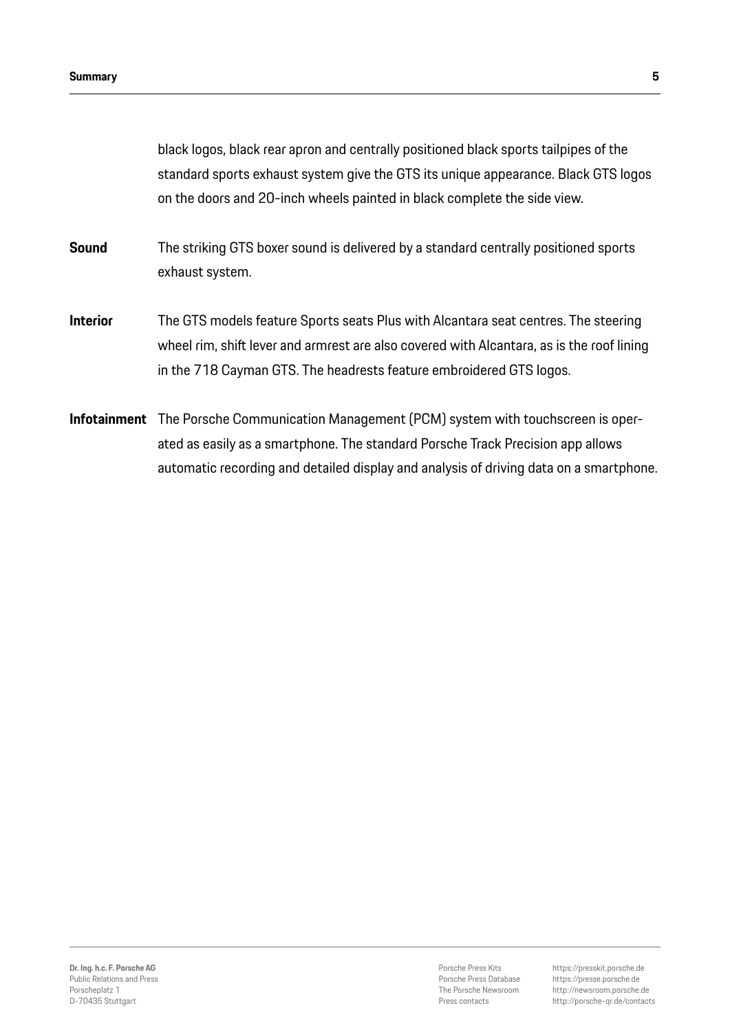black logos, black rear apron and centrally positioned black sports tailpipes of the standard sports exhaust system give the GTS its unique appearance. Black GTS logos on the doors and 20-inch wheels painted in black complete the side view.

**Sound** The striking GTS boxer sound is delivered by a standard centrally positioned sports exhaust system.

**Interior** The GTS models feature Sports seats Plus with Alcantara seat centres. The steering wheel rim, shift lever and armrest are also covered with Alcantara, as is the roof lining in the 718 Cayman GTS. The headrests feature embroidered GTS logos.

**Infotainment** The Porsche Communication Management (PCM) system with touchscreen is operated as easily as a smartphone. The standard Porsche Track Precision app allows automatic recording and detailed display and analysis of driving data on a smartphone.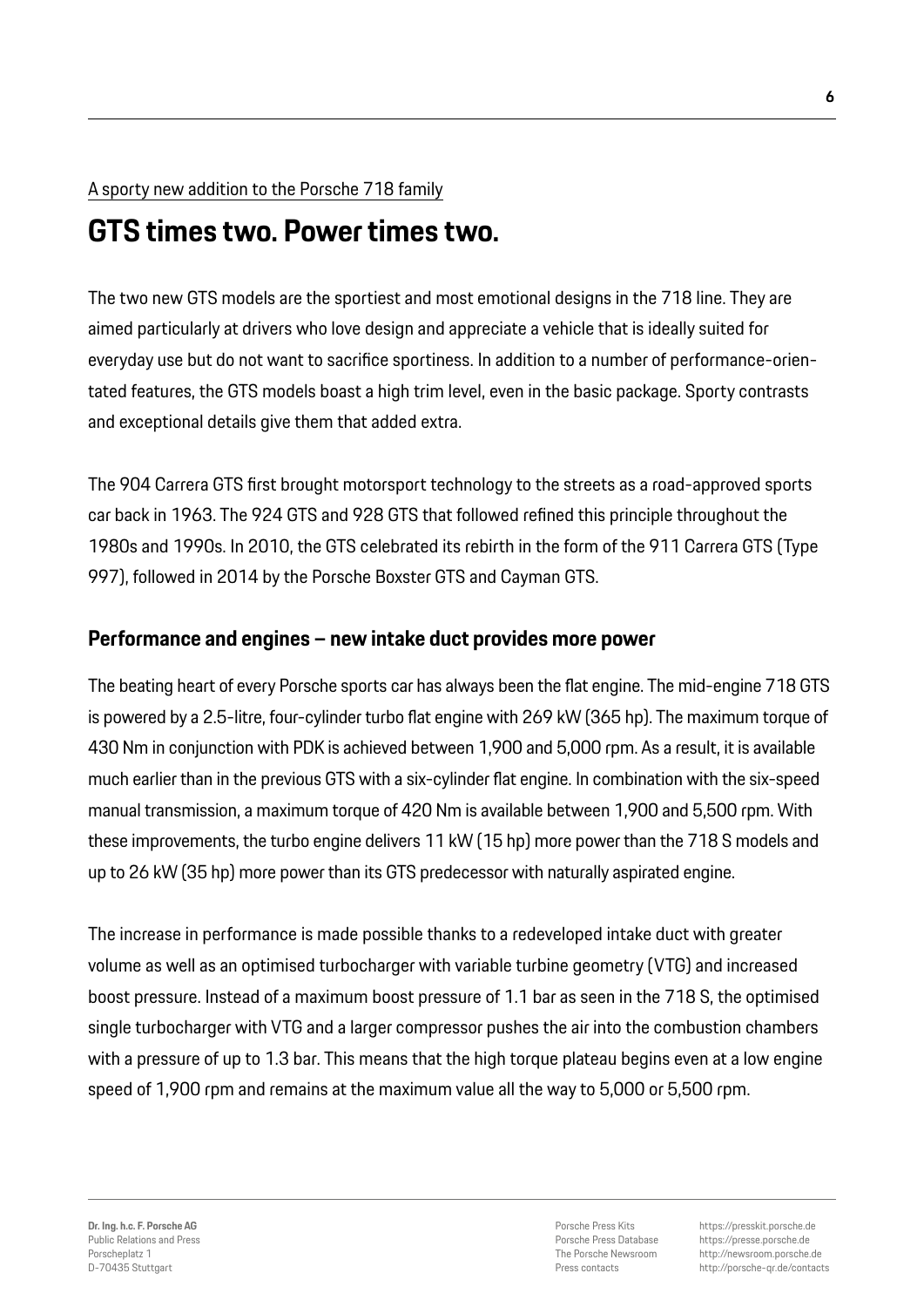A sporty new addition to the Porsche 718 family

# GTS times two. Power times two.

The two new GTS models are the sportiest and most emotional designs in the 718 line. They are aimed particularly at drivers who love design and appreciate a vehicle that is ideally suited for everyday use but do not want to sacrifice sportiness. In addition to a number of performance-orientated features, the GTS models boast a high trim level, even in the basic package. Sporty contrasts and exceptional details give them that added extra.

The 904 Carrera GTS first brought motorsport technology to the streets as a road-approved sports car back in 1963. The 924 GTS and 928 GTS that followed refined this principle throughout the 1980s and 1990s. In 2010, the GTS celebrated its rebirth in the form of the 911 Carrera GTS (Type 997), followed in 2014 by the Porsche Boxster GTS and Cayman GTS.

## Performance and engines – new intake duct provides more power

The beating heart of every Porsche sports car has always been the flat engine. The mid-engine 718 GTS is powered by a 2.5-litre, four-cylinder turbo flat engine with 269 kW (365 hp). The maximum torque of 430 Nm in conjunction with PDK is achieved between 1,900 and 5,000 rpm. As a result, it is available much earlier than in the previous GTS with a six-cylinder flat engine. In combination with the six-speed manual transmission, a maximum torque of 420 Nm is available between 1,900 and 5,500 rpm. With these improvements, the turbo engine delivers 11 kW (15 hp) more power than the 718 S models and up to 26 kW (35 hp) more power than its GTS predecessor with naturally aspirated engine.

The increase in performance is made possible thanks to a redeveloped intake duct with greater volume as well as an optimised turbocharger with variable turbine geometry (VTG) and increased boost pressure. Instead of a maximum boost pressure of 1.1 bar as seen in the 718 S, the optimised single turbocharger with VTG and a larger compressor pushes the air into the combustion chambers with a pressure of up to 1.3 bar. This means that the high torque plateau begins even at a low engine speed of 1,900 rpm and remains at the maximum value all the way to 5,000 or 5,500 rpm.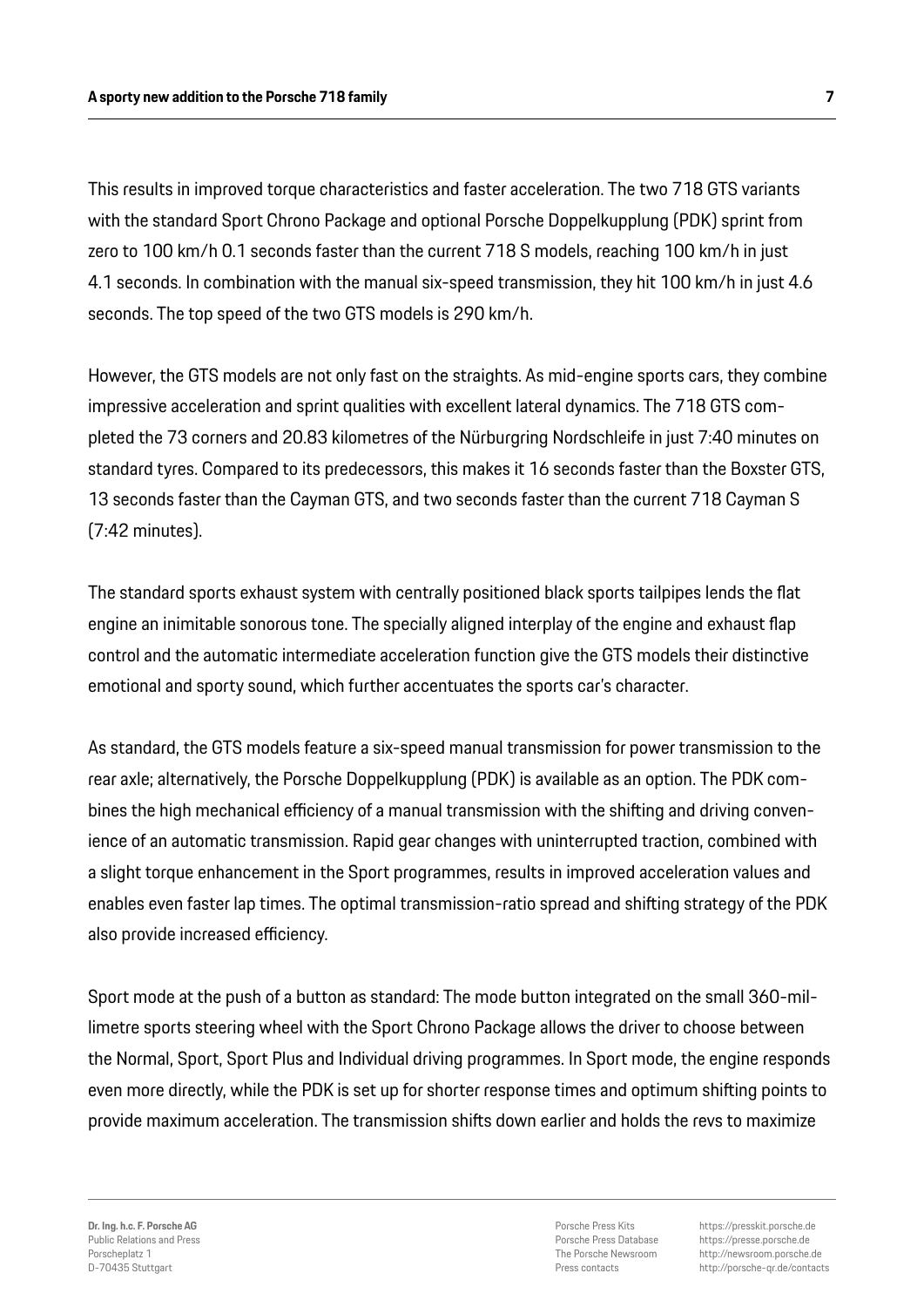This results in improved torque characteristics and faster acceleration. The two 718 GTS variants with the standard Sport Chrono Package and optional Porsche Doppelkupplung (PDK) sprint from zero to 100 km/h 0.1 seconds faster than the current 718 S models, reaching 100 km/h in just 4.1 seconds. In combination with the manual six-speed transmission, they hit 100 km/h in just 4.6 seconds. The top speed of the two GTS models is 290 km/h.

However, the GTS models are not only fast on the straights. As mid-engine sports cars, they combine impressive acceleration and sprint qualities with excellent lateral dynamics. The 718 GTS completed the 73 corners and 20.83 kilometres of the Nürburgring Nordschleife in just 7:40 minutes on standard tyres. Compared to its predecessors, this makes it 16 seconds faster than the Boxster GTS, 13 seconds faster than the Cayman GTS, and two seconds faster than the current 718 Cayman S (7:42 minutes).

The standard sports exhaust system with centrally positioned black sports tailpipes lends the flat engine an inimitable sonorous tone. The specially aligned interplay of the engine and exhaust flap control and the automatic intermediate acceleration function give the GTS models their distinctive emotional and sporty sound, which further accentuates the sports car's character.

As standard, the GTS models feature a six-speed manual transmission for power transmission to the rear axle; alternatively, the Porsche Doppelkupplung (PDK) is available as an option. The PDK combines the high mechanical efficiency of a manual transmission with the shifting and driving convenience of an automatic transmission. Rapid gear changes with uninterrupted traction, combined with a slight torque enhancement in the Sport programmes, results in improved acceleration values and enables even faster lap times. The optimal transmission-ratio spread and shifting strategy of the PDK also provide increased efficiency.

Sport mode at the push of a button as standard: The mode button integrated on the small 360-millimetre sports steering wheel with the Sport Chrono Package allows the driver to choose between the Normal, Sport, Sport Plus and Individual driving programmes. In Sport mode, the engine responds even more directly, while the PDK is set up for shorter response times and optimum shifting points to provide maximum acceleration. The transmission shifts down earlier and holds the revs to maximize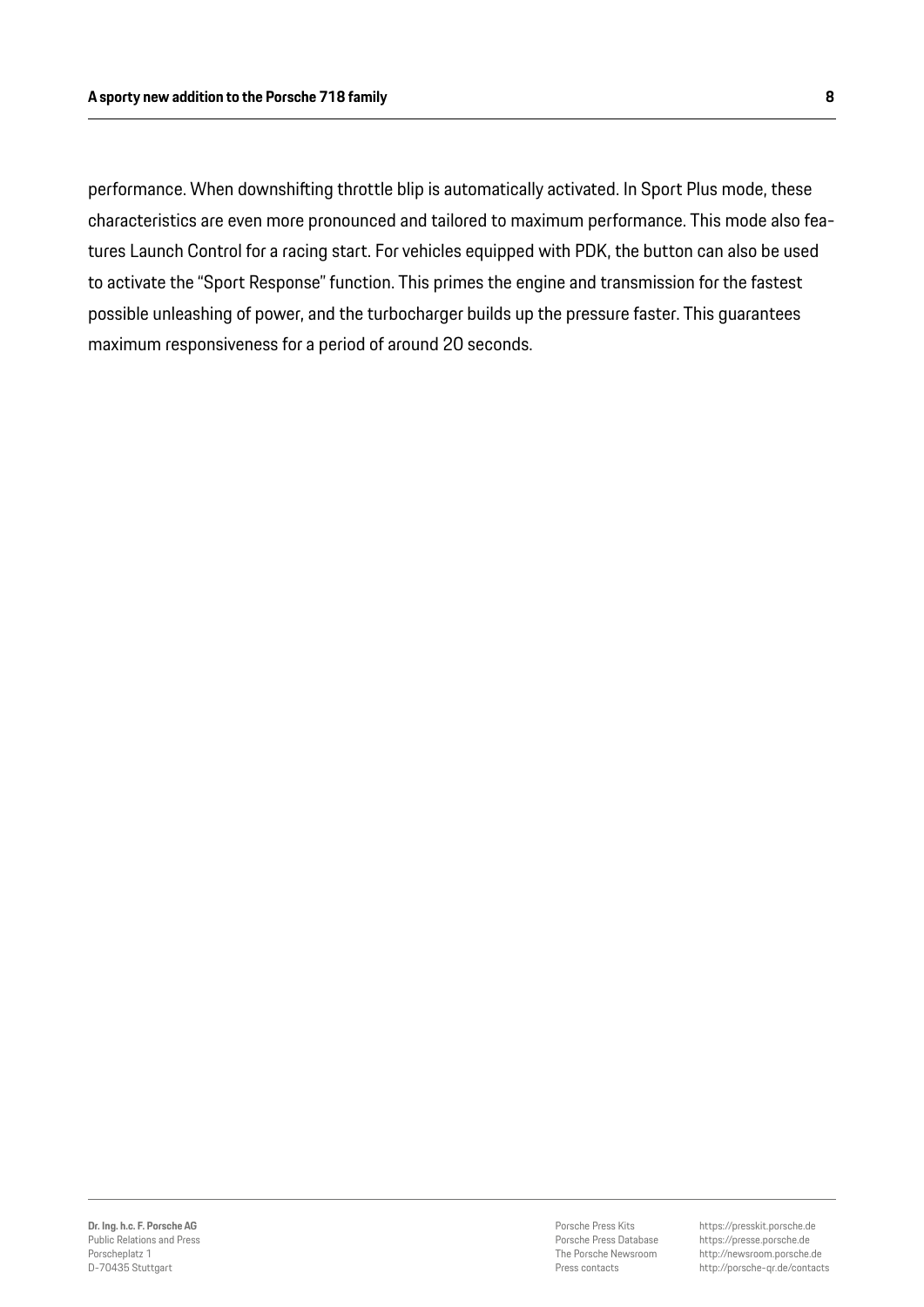performance. When downshifting throttle blip is automatically activated. In Sport Plus mode, these characteristics are even more pronounced and tailored to maximum performance. This mode also features Launch Control for a racing start. For vehicles equipped with PDK, the button can also be used to activate the "Sport Response" function. This primes the engine and transmission for the fastest possible unleashing of power, and the turbocharger builds up the pressure faster. This guarantees maximum responsiveness for a period of around 20 seconds.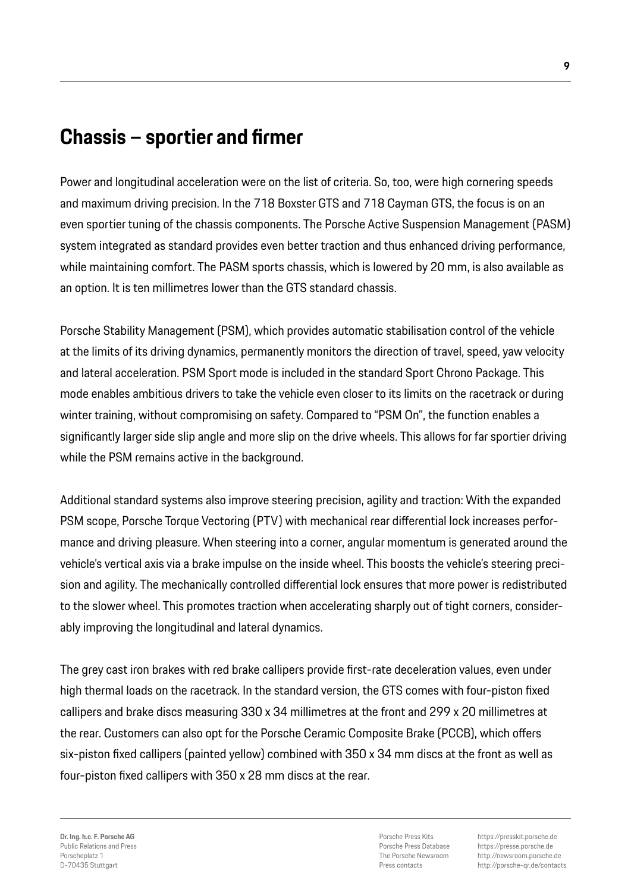## Chassis – sportier and firmer

Power and longitudinal acceleration were on the list of criteria. So, too, were high cornering speeds and maximum driving precision. In the 718 Boxster GTS and 718 Cayman GTS, the focus is on an even sportier tuning of the chassis components. The Porsche Active Suspension Management (PASM) system integrated as standard provides even better traction and thus enhanced driving performance, while maintaining comfort. The PASM sports chassis, which is lowered by 20 mm, is also available as an option. It is ten millimetres lower than the GTS standard chassis.

Porsche Stability Management (PSM), which provides automatic stabilisation control of the vehicle at the limits of its driving dynamics, permanently monitors the direction of travel, speed, yaw velocity and lateral acceleration. PSM Sport mode is included in the standard Sport Chrono Package. This mode enables ambitious drivers to take the vehicle even closer to its limits on the racetrack or during winter training, without compromising on safety. Compared to "PSM On", the function enables a significantly larger side slip angle and more slip on the drive wheels. This allows for far sportier driving while the PSM remains active in the background.

Additional standard systems also improve steering precision, agility and traction: With the expanded PSM scope, Porsche Torque Vectoring (PTV) with mechanical rear differential lock increases performance and driving pleasure. When steering into a corner, angular momentum is generated around the vehicle's vertical axis via a brake impulse on the inside wheel. This boosts the vehicle's steering precision and agility. The mechanically controlled differential lock ensures that more power is redistributed to the slower wheel. This promotes traction when accelerating sharply out of tight corners, considerably improving the longitudinal and lateral dynamics.

The grey cast iron brakes with red brake callipers provide first-rate deceleration values, even under high thermal loads on the racetrack. In the standard version, the GTS comes with four-piston fixed callipers and brake discs measuring 330 x 34 millimetres at the front and 299 x 20 millimetres at the rear. Customers can also opt for the Porsche Ceramic Composite Brake (PCCB), which offers six-piston fixed callipers (painted yellow) combined with 350 x 34 mm discs at the front as well as four-piston fixed callipers with 350 x 28 mm discs at the rear.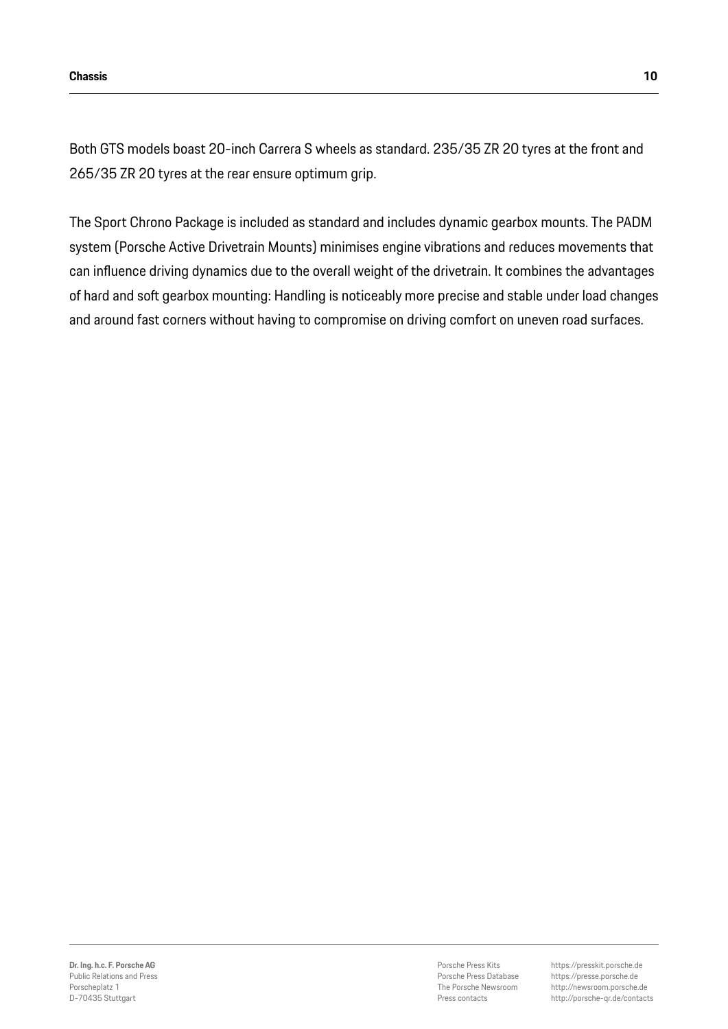Both GTS models boast 20-inch Carrera S wheels as standard. 235/35 ZR 20 tyres at the front and 265/35 ZR 20 tyres at the rear ensure optimum grip.

The Sport Chrono Package is included as standard and includes dynamic gearbox mounts. The PADM system (Porsche Active Drivetrain Mounts) minimises engine vibrations and reduces movements that can influence driving dynamics due to the overall weight of the drivetrain. It combines the advantages of hard and soft gearbox mounting: Handling is noticeably more precise and stable under load changes and around fast corners without having to compromise on driving comfort on uneven road surfaces.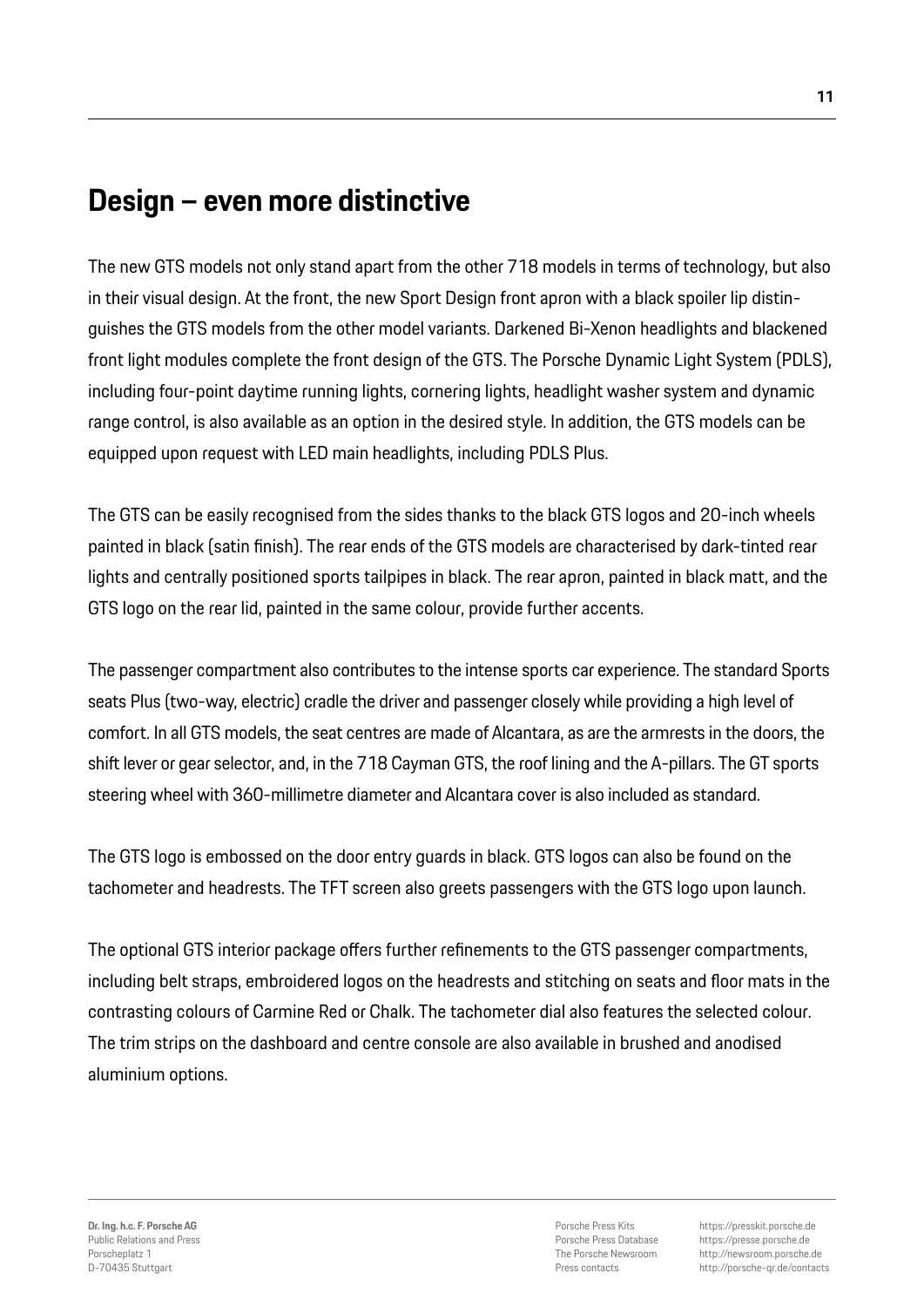## Design – even more distinctive

The new GTS models not only stand apart from the other 718 models in terms of technology, but also in their visual design. At the front, the new Sport Design front apron with a black spoiler lip distinguishes the GTS models from the other model variants. Darkened Bi-Xenon headlights and blackened front light modules complete the front design of the GTS. The Porsche Dynamic Light System (PDLS), including four-point daytime running lights, cornering lights, headlight washer system and dynamic range control, is also available as an option in the desired style. In addition, the GTS models can be equipped upon request with LED main headlights, including PDLS Plus.

The GTS can be easily recognised from the sides thanks to the black GTS logos and 20-inch wheels painted in black (satin finish). The rear ends of the GTS models are characterised by dark-tinted rear lights and centrally positioned sports tailpipes in black. The rear apron, painted in black matt, and the GTS logo on the rear lid, painted in the same colour, provide further accents.

The passenger compartment also contributes to the intense sports car experience. The standard Sports seats Plus (two-way, electric) cradle the driver and passenger closely while providing a high level of comfort. In all GTS models, the seat centres are made of Alcantara, as are the armrests in the doors, the shift lever or gear selector, and, in the 718 Cayman GTS, the roof lining and the A-pillars. The GT sports steering wheel with 360-millimetre diameter and Alcantara cover is also included as standard.

The GTS logo is embossed on the door entry guards in black. GTS logos can also be found on the tachometer and headrests. The TFT screen also greets passengers with the GTS logo upon launch.

The optional GTS interior package offers further refinements to the GTS passenger compartments, including belt straps, embroidered logos on the headrests and stitching on seats and floor mats in the contrasting colours of Carmine Red or Chalk. The tachometer dial also features the selected colour. The trim strips on the dashboard and centre console are also available in brushed and anodised aluminium options.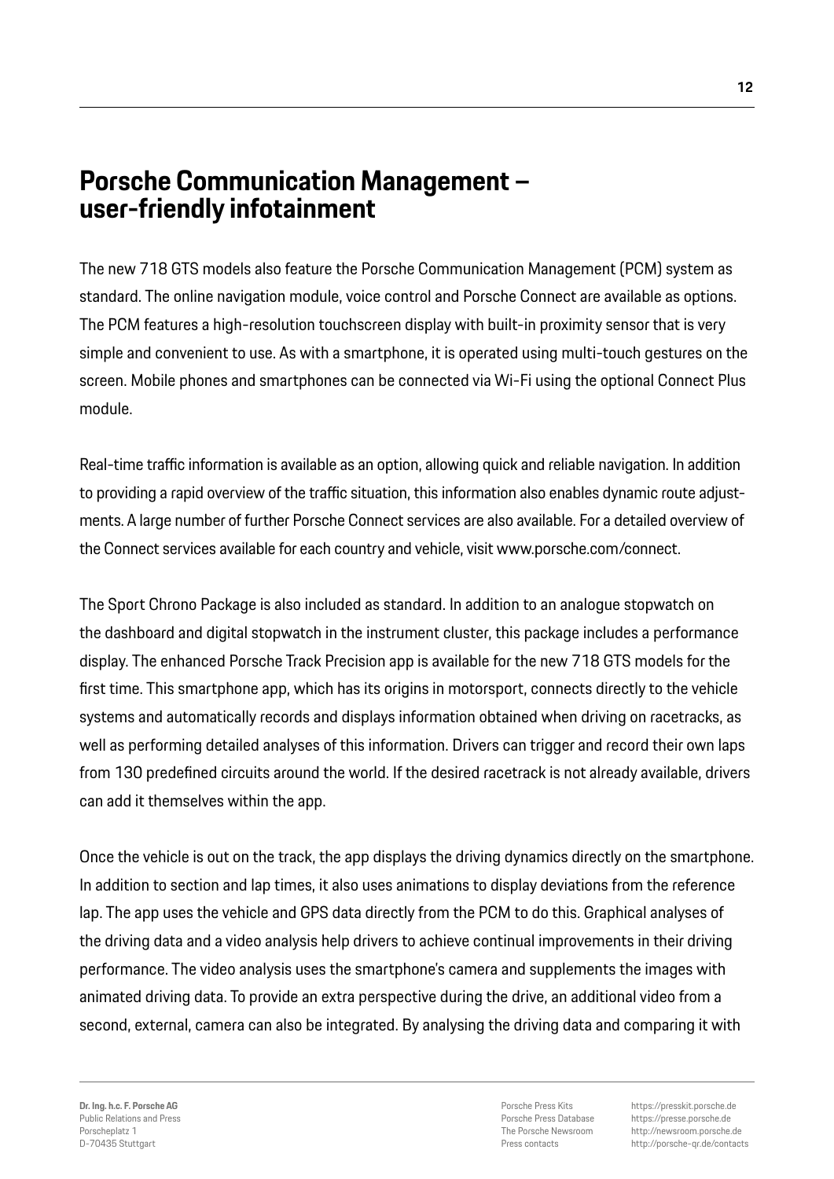# Porsche Communication Management – user-friendly infotainment

The new 718 GTS models also feature the Porsche Communication Management (PCM) system as standard. The online navigation module, voice control and Porsche Connect are available as options. The PCM features a high-resolution touchscreen display with built-in proximity sensor that is very simple and convenient to use. As with a smartphone, it is operated using multi-touch gestures on the screen. Mobile phones and smartphones can be connected via Wi-Fi using the optional Connect Plus module.

Real-time traffic information is available as an option, allowing quick and reliable navigation. In addition to providing a rapid overview of the traffic situation, this information also enables dynamic route adjustments. A large number of further Porsche Connect services are also available. For a detailed overview of the Connect services available for each country and vehicle, visit www.porsche.com/connect.

The Sport Chrono Package is also included as standard. In addition to an analogue stopwatch on the dashboard and digital stopwatch in the instrument cluster, this package includes a performance display. The enhanced Porsche Track Precision app is available for the new 718 GTS models for the first time. This smartphone app, which has its origins in motorsport, connects directly to the vehicle systems and automatically records and displays information obtained when driving on racetracks, as well as performing detailed analyses of this information. Drivers can trigger and record their own laps from 130 predefined circuits around the world. If the desired racetrack is not already available, drivers can add it themselves within the app.

Once the vehicle is out on the track, the app displays the driving dynamics directly on the smartphone. In addition to section and lap times, it also uses animations to display deviations from the reference lap. The app uses the vehicle and GPS data directly from the PCM to do this. Graphical analyses of the driving data and a video analysis help drivers to achieve continual improvements in their driving performance. The video analysis uses the smartphone's camera and supplements the images with animated driving data. To provide an extra perspective during the drive, an additional video from a second, external, camera can also be integrated. By analysing the driving data and comparing it with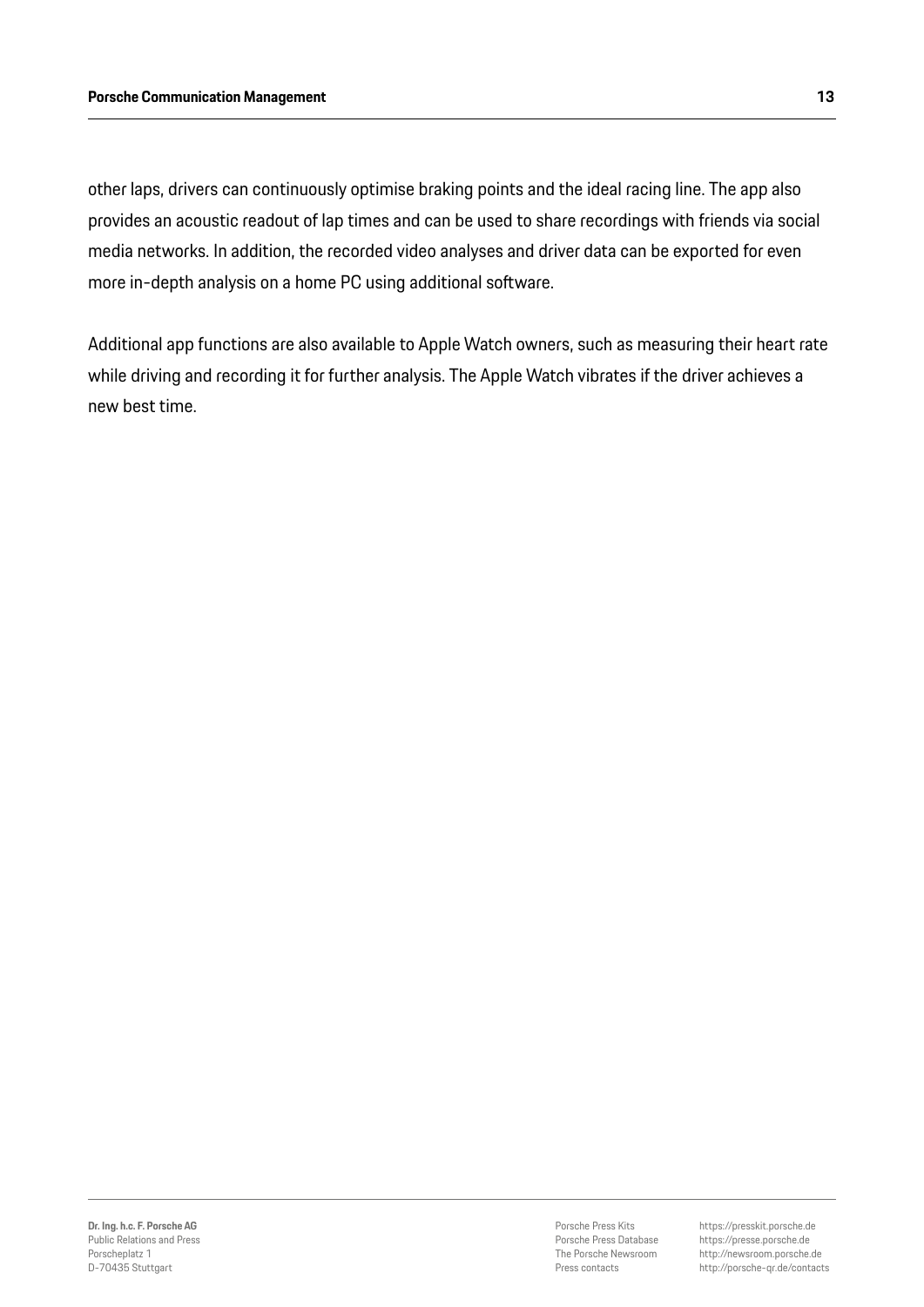other laps, drivers can continuously optimise braking points and the ideal racing line. The app also provides an acoustic readout of lap times and can be used to share recordings with friends via social media networks. In addition, the recorded video analyses and driver data can be exported for even more in-depth analysis on a home PC using additional software.

Additional app functions are also available to Apple Watch owners, such as measuring their heart rate while driving and recording it for further analysis. The Apple Watch vibrates if the driver achieves a new best time.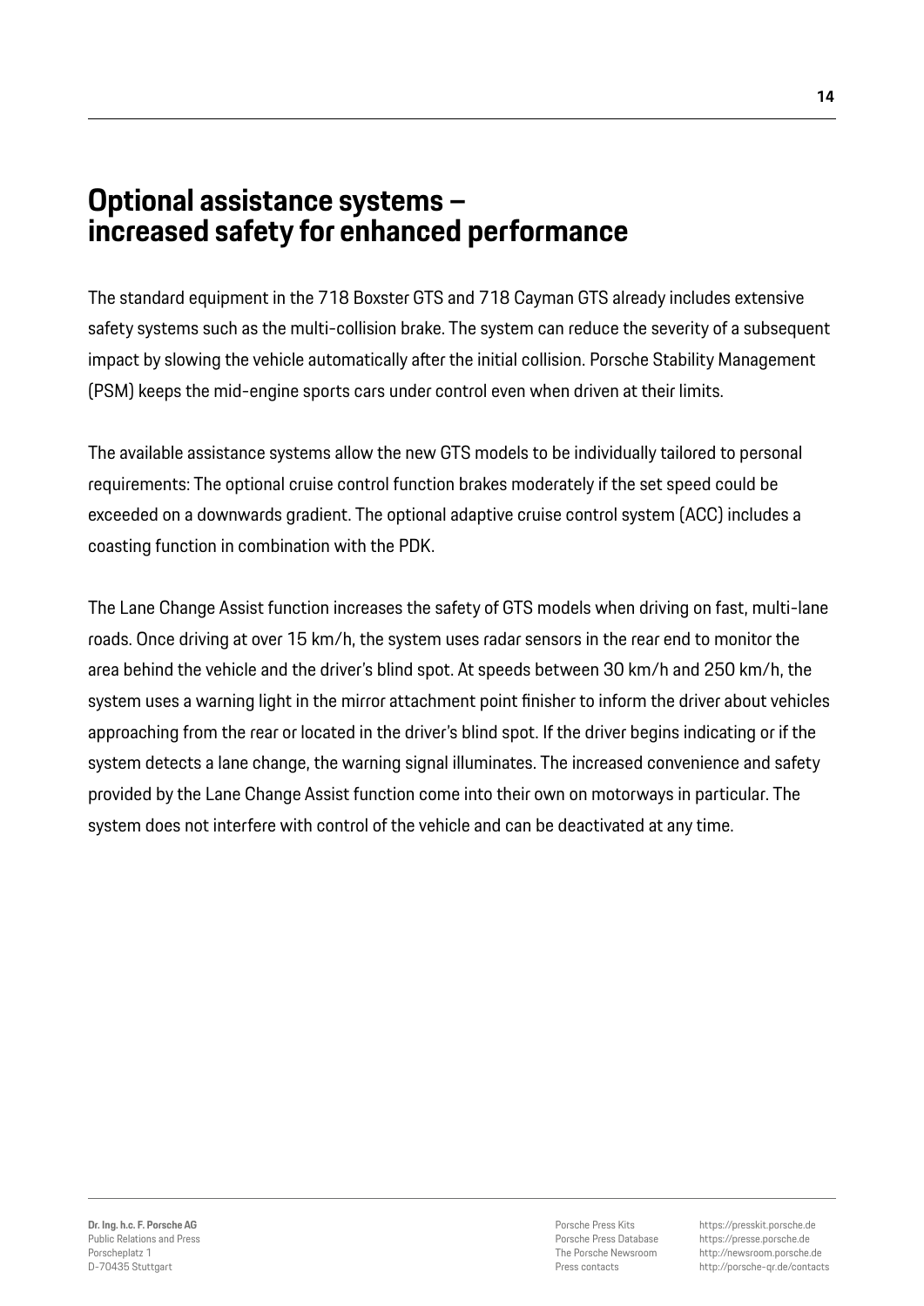# Optional assistance systems – increased safety for enhanced performance

The standard equipment in the 718 Boxster GTS and 718 Cayman GTS already includes extensive safety systems such as the multi-collision brake. The system can reduce the severity of a subsequent impact by slowing the vehicle automatically after the initial collision. Porsche Stability Management (PSM) keeps the mid-engine sports cars under control even when driven at their limits.

The available assistance systems allow the new GTS models to be individually tailored to personal requirements: The optional cruise control function brakes moderately if the set speed could be exceeded on a downwards gradient. The optional adaptive cruise control system (ACC) includes a coasting function in combination with the PDK.

The Lane Change Assist function increases the safety of GTS models when driving on fast, multi-lane roads. Once driving at over 15 km/h, the system uses radar sensors in the rear end to monitor the area behind the vehicle and the driver's blind spot. At speeds between 30 km/h and 250 km/h, the system uses a warning light in the mirror attachment point finisher to inform the driver about vehicles approaching from the rear or located in the driver's blind spot. If the driver begins indicating or if the system detects a lane change, the warning signal illuminates. The increased convenience and safety provided by the Lane Change Assist function come into their own on motorways in particular. The system does not interfere with control of the vehicle and can be deactivated at any time.